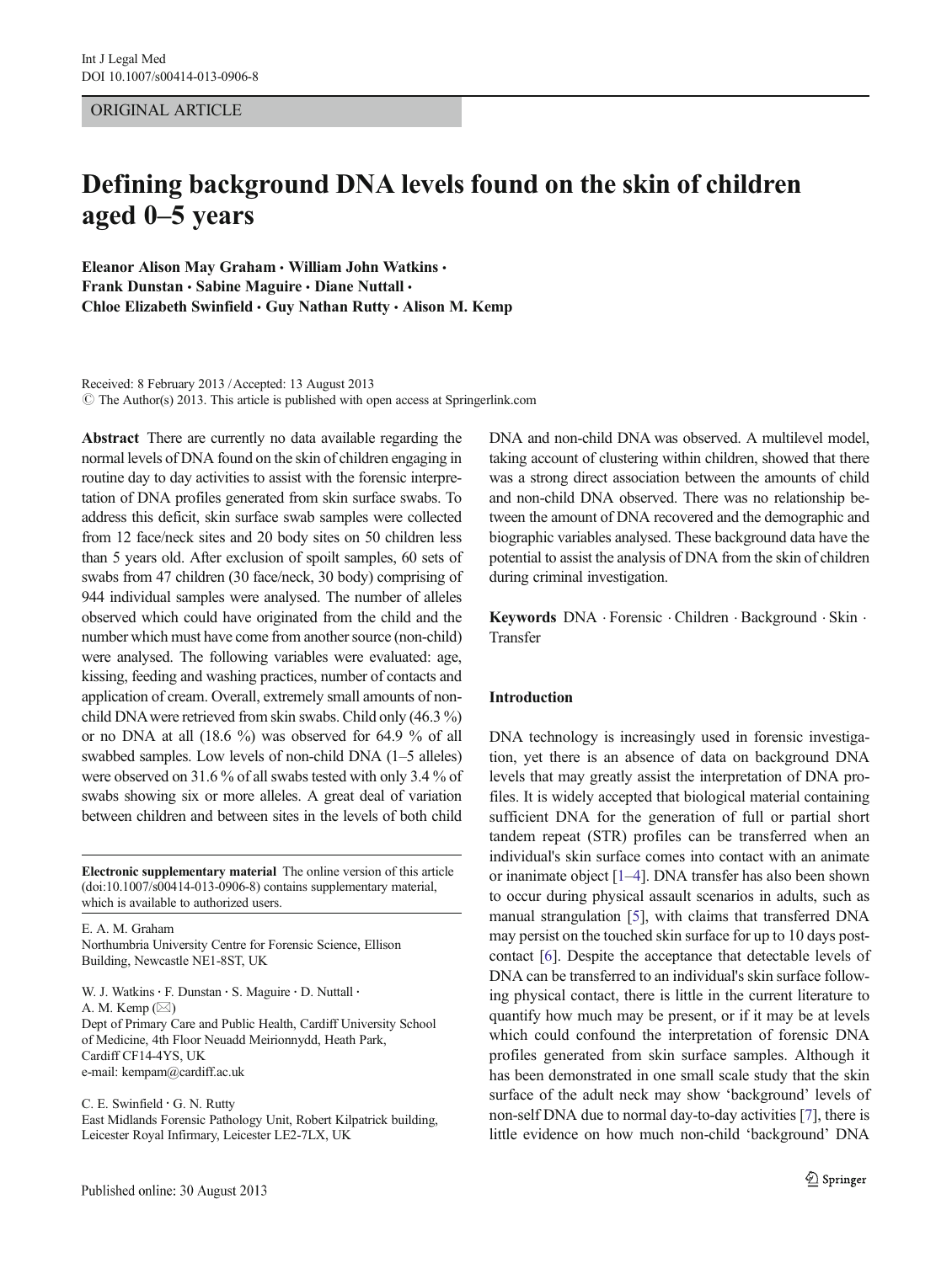ORIGINAL ARTICLE

# Defining background DNA levels found on the skin of children aged 0–5 years

**Eleanor Alison May Graham · William John Watkins · Frank Dunstan · Sabine Maguire · Diane Nuttall · Chloe Elizabeth Swinfield · Guy Nathan Rutty · Alison M. Kemp**

Received: 8 February 2013 / Accepted: 13 August 2013
© The Author(s) 2013. This article is published with open access at Springerlink.com

**Abstract** There are currently no data available regarding the normal levels of DNA found on the skin of children engaging in routine day to day activities to assist with the forensic interpretation of DNA profiles generated from skin surface swabs. To address this deficit, skin surface swab samples were collected from 12 face/neck sites and 20 body sites on 50 children less than 5 years old. After exclusion of spoilt samples, 60 sets of swabs from 47 children (30 face/neck, 30 body) comprising of 944 individual samples were analysed. The number of alleles observed which could have originated from the child and the number which must have come from another source (non-child) were analysed. The following variables were evaluated: age, kissing, feeding and washing practices, number of contacts and application of cream. Overall, extremely small amounts of non-child DNA were retrieved from skin swabs. Child only (46.3 %) or no DNA at all (18.6 %) was observed for 64.9 % of all swabbed samples. Low levels of non-child DNA (1–5 alleles) were observed on 31.6 % of all swabs tested with only 3.4 % of swabs showing six or more alleles. A great deal of variation between children and between sites in the levels of both child DNA and non-child DNA was observed. A multilevel model, taking account of clustering within children, showed that there was a strong direct association between the amounts of child and non-child DNA observed. There was no relationship between the amount of DNA recovered and the demographic and biographic variables analysed. These background data have the potential to assist the analysis of DNA from the skin of children during criminal investigation.

**Keywords** DNA · Forensic · Children · Background · Skin · Transfer

**Electronic supplementary material** The online version of this article (doi:10.1007/s00414-013-0906-8) contains supplementary material, which is available to authorized users.

E. A. M. Graham
Northumbria University Centre for Forensic Science, Ellison Building, Newcastle NE1-8ST, UK

W. J. Watkins · F. Dunstan · S. Maguire · D. Nuttall · A. M. Kemp (✉)
Dept of Primary Care and Public Health, Cardiff University School of Medicine, 4th Floor Neuadd Meirionnydd, Heath Park, Cardiff CF14-4YS, UK
e-mail: kempam@cardiff.ac.uk

C. E. Swinfield · G. N. Rutty
East Midlands Forensic Pathology Unit, Robert Kilpatrick building, Leicester Royal Infirmary, Leicester LE2-7LX, UK

Published online: 30 August 2013

## Introduction

DNA technology is increasingly used in forensic investigation, yet there is an absence of data on background DNA levels that may greatly assist the interpretation of DNA profiles. It is widely accepted that biological material containing sufficient DNA for the generation of full or partial short tandem repeat (STR) profiles can be transferred when an individual's skin surface comes into contact with an animate or inanimate object [1–4]. DNA transfer has also been shown to occur during physical assault scenarios in adults, such as manual strangulation [5], with claims that transferred DNA may persist on the touched skin surface for up to 10 days post-contact [6]. Despite the acceptance that detectable levels of DNA can be transferred to an individual's skin surface following physical contact, there is little in the current literature to quantify how much may be present, or if it may be at levels which could confound the interpretation of forensic DNA profiles generated from skin surface samples. Although it has been demonstrated in one small scale study that the skin surface of the adult neck may show 'background' levels of non-self DNA due to normal day-to-day activities [7], there is little evidence on how much non-child 'background' DNA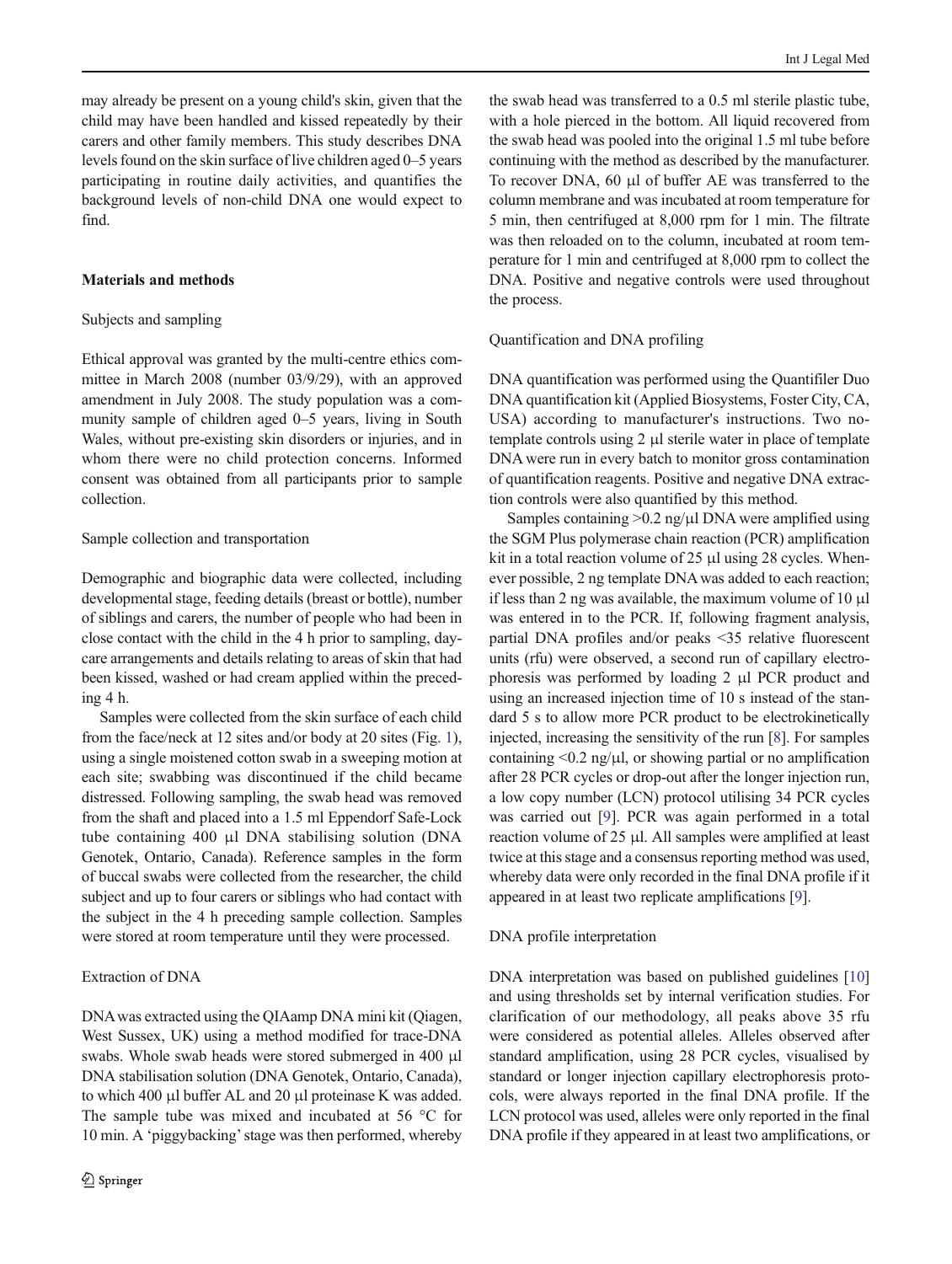may already be present on a young child's skin, given that the child may have been handled and kissed repeatedly by their carers and other family members. This study describes DNA levels found on the skin surface of live children aged 0–5 years participating in routine daily activities, and quantifies the background levels of non-child DNA one would expect to find.

## Materials and methods

### Subjects and sampling

Ethical approval was granted by the multi-centre ethics committee in March 2008 (number 03/9/29), with an approved amendment in July 2008. The study population was a community sample of children aged 0–5 years, living in South Wales, without pre-existing skin disorders or injuries, and in whom there were no child protection concerns. Informed consent was obtained from all participants prior to sample collection.

### Sample collection and transportation

Demographic and biographic data were collected, including developmental stage, feeding details (breast or bottle), number of siblings and carers, the number of people who had been in close contact with the child in the 4 h prior to sampling, day-care arrangements and details relating to areas of skin that had been kissed, washed or had cream applied within the preceding 4 h.

Samples were collected from the skin surface of each child from the face/neck at 12 sites and/or body at 20 sites (Fig. 1), using a single moistened cotton swab in a sweeping motion at each site; swabbing was discontinued if the child became distressed. Following sampling, the swab head was removed from the shaft and placed into a 1.5 ml Eppendorf Safe-Lock tube containing 400 µl DNA stabilising solution (DNA Genotek, Ontario, Canada). Reference samples in the form of buccal swabs were collected from the researcher, the child subject and up to four carers or siblings who had contact with the subject in the 4 h preceding sample collection. Samples were stored at room temperature until they were processed.

### Extraction of DNA

DNA was extracted using the QIAamp DNA mini kit (Qiagen, West Sussex, UK) using a method modified for trace-DNA swabs. Whole swab heads were stored submerged in 400 µl DNA stabilisation solution (DNA Genotek, Ontario, Canada), to which 400 µl buffer AL and 20 µl proteinase K was added. The sample tube was mixed and incubated at 56 °C for 10 min. A 'piggybacking' stage was then performed, whereby the swab head was transferred to a 0.5 ml sterile plastic tube, with a hole pierced in the bottom. All liquid recovered from the swab head was pooled into the original 1.5 ml tube before continuing with the method as described by the manufacturer. To recover DNA, 60 µl of buffer AE was transferred to the column membrane and was incubated at room temperature for 5 min, then centrifuged at 8,000 rpm for 1 min. The filtrate was then reloaded on to the column, incubated at room temperature for 1 min and centrifuged at 8,000 rpm to collect the DNA. Positive and negative controls were used throughout the process.

### Quantification and DNA profiling

DNA quantification was performed using the Quantifiler Duo DNA quantification kit (Applied Biosystems, Foster City, CA, USA) according to manufacturer's instructions. Two no-template controls using 2 µl sterile water in place of template DNA were run in every batch to monitor gross contamination of quantification reagents. Positive and negative DNA extraction controls were also quantified by this method.

Samples containing >0.2 ng/µl DNA were amplified using the SGM Plus polymerase chain reaction (PCR) amplification kit in a total reaction volume of 25 µl using 28 cycles. Whenever possible, 2 ng template DNA was added to each reaction; if less than 2 ng was available, the maximum volume of 10 µl was entered in to the PCR. If, following fragment analysis, partial DNA profiles and/or peaks <35 relative fluorescent units (rfu) were observed, a second run of capillary electrophoresis was performed by loading 2 µl PCR product and using an increased injection time of 10 s instead of the standard 5 s to allow more PCR product to be electrokinetically injected, increasing the sensitivity of the run [8]. For samples containing <0.2 ng/µl, or showing partial or no amplification after 28 PCR cycles or drop-out after the longer injection run, a low copy number (LCN) protocol utilising 34 PCR cycles was carried out [9]. PCR was again performed in a total reaction volume of 25 µl. All samples were amplified at least twice at this stage and a consensus reporting method was used, whereby data were only recorded in the final DNA profile if it appeared in at least two replicate amplifications [9].

### DNA profile interpretation

DNA interpretation was based on published guidelines [10] and using thresholds set by internal verification studies. For clarification of our methodology, all peaks above 35 rfu were considered as potential alleles. Alleles observed after standard amplification, using 28 PCR cycles, visualised by standard or longer injection capillary electrophoresis protocols, were always reported in the final DNA profile. If the LCN protocol was used, alleles were only reported in the final DNA profile if they appeared in at least two amplifications, or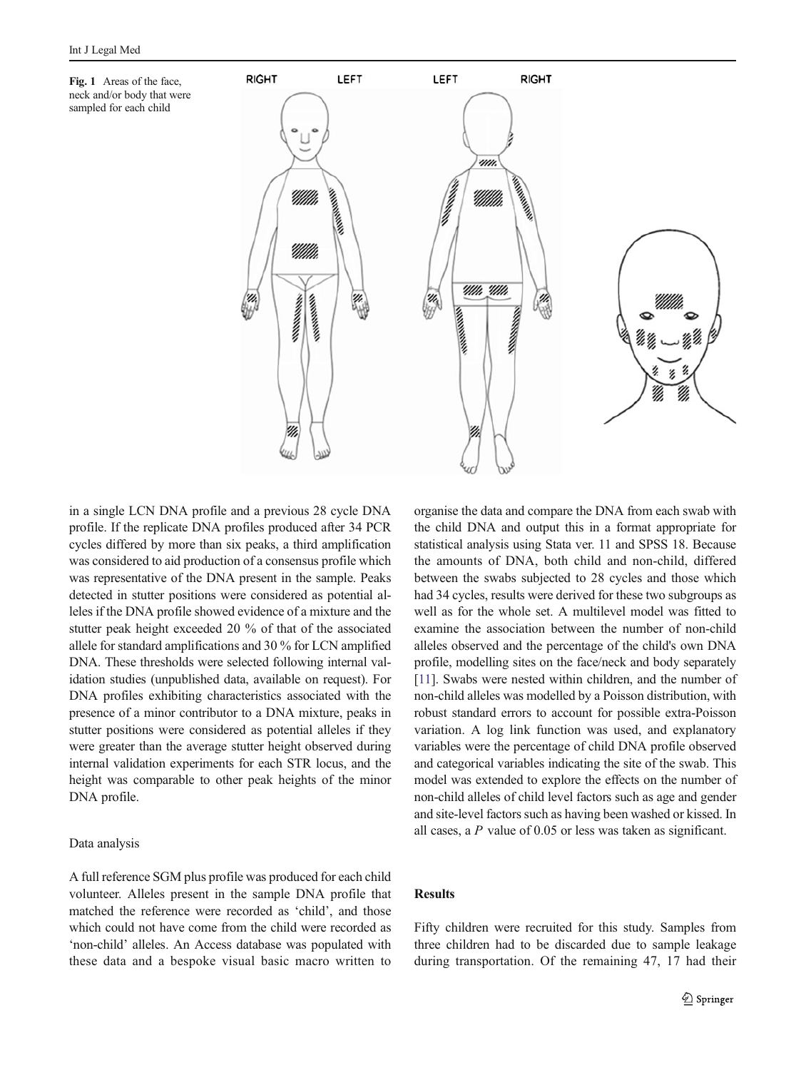Fig. 1 Areas of the face, neck and/or body that were sampled for each child

in a single LCN DNA profile and a previous 28 cycle DNA profile. If the replicate DNA profiles produced after 34 PCR cycles differed by more than six peaks, a third amplification was considered to aid production of a consensus profile which was representative of the DNA present in the sample. Peaks detected in stutter positions were considered as potential alleles if the DNA profile showed evidence of a mixture and the stutter peak height exceeded 20 % of that of the associated allele for standard amplifications and 30 % for LCN amplified DNA. These thresholds were selected following internal validation studies (unpublished data, available on request). For DNA profiles exhibiting characteristics associated with the presence of a minor contributor to a DNA mixture, peaks in stutter positions were considered as potential alleles if they were greater than the average stutter height observed during internal validation experiments for each STR locus, and the height was comparable to other peak heights of the minor DNA profile.

### Data analysis

A full reference SGM plus profile was produced for each child volunteer. Alleles present in the sample DNA profile that matched the reference were recorded as 'child', and those which could not have come from the child were recorded as 'non-child' alleles. An Access database was populated with these data and a bespoke visual basic macro written to organise the data and compare the DNA from each swab with the child DNA and output this in a format appropriate for statistical analysis using Stata ver. 11 and SPSS 18. Because the amounts of DNA, both child and non-child, differed between the swabs subjected to 28 cycles and those which had 34 cycles, results were derived for these two subgroups as well as for the whole set. A multilevel model was fitted to examine the association between the number of non-child alleles observed and the percentage of the child's own DNA profile, modelling sites on the face/neck and body separately [11]. Swabs were nested within children, and the number of non-child alleles was modelled by a Poisson distribution, with robust standard errors to account for possible extra-Poisson variation. A log link function was used, and explanatory variables were the percentage of child DNA profile observed and categorical variables indicating the site of the swab. This model was extended to explore the effects on the number of non-child alleles of child level factors such as age and gender and site-level factors such as having been washed or kissed. In all cases, a $P$ value of 0.05 or less was taken as significant.

## Results

Fifty children were recruited for this study. Samples from three children had to be discarded due to sample leakage during transportation. Of the remaining 47, 17 had their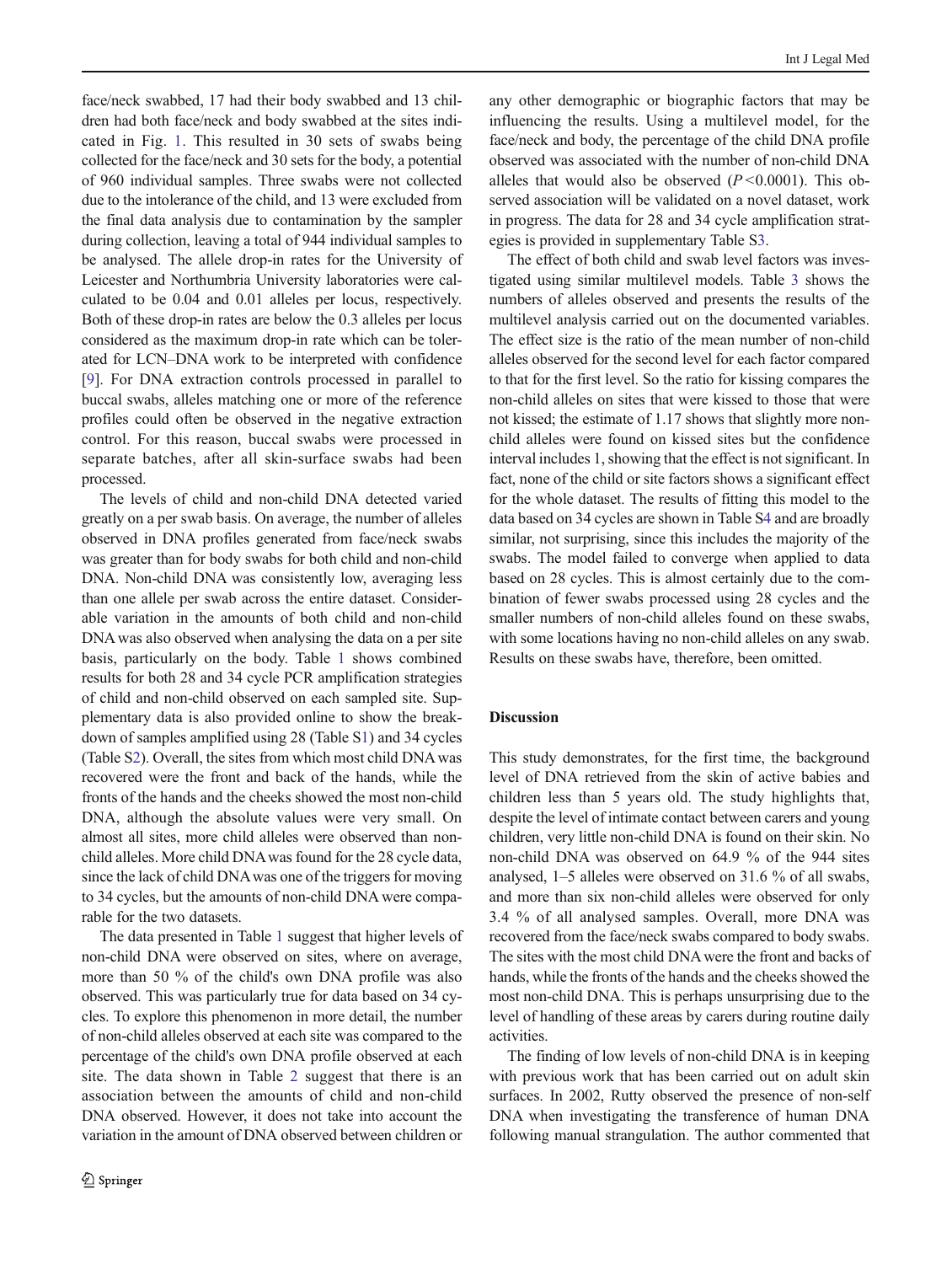face/neck swabbed, 17 had their body swabbed and 13 children had both face/neck and body swabbed at the sites indicated in Fig. 1. This resulted in 30 sets of swabs being collected for the face/neck and 30 sets for the body, a potential of 960 individual samples. Three swabs were not collected due to the intolerance of the child, and 13 were excluded from the final data analysis due to contamination by the sampler during collection, leaving a total of 944 individual samples to be analysed. The allele drop-in rates for the University of Leicester and Northumbria University laboratories were calculated to be 0.04 and 0.01 alleles per locus, respectively. Both of these drop-in rates are below the 0.3 alleles per locus considered as the maximum drop-in rate which can be tolerated for LCN–DNA work to be interpreted with confidence [9]. For DNA extraction controls processed in parallel to buccal swabs, alleles matching one or more of the reference profiles could often be observed in the negative extraction control. For this reason, buccal swabs were processed in separate batches, after all skin-surface swabs had been processed.

The levels of child and non-child DNA detected varied greatly on a per swab basis. On average, the number of alleles observed in DNA profiles generated from face/neck swabs was greater than for body swabs for both child and non-child DNA. Non-child DNA was consistently low, averaging less than one allele per swab across the entire dataset. Considerable variation in the amounts of both child and non-child DNA was also observed when analysing the data on a per site basis, particularly on the body. Table 1 shows combined results for both 28 and 34 cycle PCR amplification strategies of child and non-child observed on each sampled site. Supplementary data is also provided online to show the breakdown of samples amplified using 28 (Table S1) and 34 cycles (Table S2). Overall, the sites from which most child DNA was recovered were the front and back of the hands, while the fronts of the hands and the cheeks showed the most non-child DNA, although the absolute values were very small. On almost all sites, more child alleles were observed than non-child alleles. More child DNA was found for the 28 cycle data, since the lack of child DNA was one of the triggers for moving to 34 cycles, but the amounts of non-child DNA were comparable for the two datasets.

The data presented in Table 1 suggest that higher levels of non-child DNA were observed on sites, where on average, more than 50 % of the child's own DNA profile was also observed. This was particularly true for data based on 34 cycles. To explore this phenomenon in more detail, the number of non-child alleles observed at each site was compared to the percentage of the child's own DNA profile observed at each site. The data shown in Table 2 suggest that there is an association between the amounts of child and non-child DNA observed. However, it does not take into account the variation in the amount of DNA observed between children or any other demographic or biographic factors that may be influencing the results. Using a multilevel model, for the face/neck and body, the percentage of the child DNA profile observed was associated with the number of non-child DNA alleles that would also be observed ($P < 0.0001$). This observed association will be validated on a novel dataset, work in progress. The data for 28 and 34 cycle amplification strategies is provided in supplementary Table S3.

The effect of both child and swab level factors was investigated using similar multilevel models. Table 3 shows the numbers of alleles observed and presents the results of the multilevel analysis carried out on the documented variables. The effect size is the ratio of the mean number of non-child alleles observed for the second level for each factor compared to that for the first level. So the ratio for kissing compares the non-child alleles on sites that were kissed to those that were not kissed; the estimate of 1.17 shows that slightly more non-child alleles were found on kissed sites but the confidence interval includes 1, showing that the effect is not significant. In fact, none of the child or site factors shows a significant effect for the whole dataset. The results of fitting this model to the data based on 34 cycles are shown in Table S4 and are broadly similar, not surprising, since this includes the majority of the swabs. The model failed to converge when applied to data based on 28 cycles. This is almost certainly due to the combination of fewer swabs processed using 28 cycles and the smaller numbers of non-child alleles found on these swabs, with some locations having no non-child alleles on any swab. Results on these swabs have, therefore, been omitted.

## Discussion

This study demonstrates, for the first time, the background level of DNA retrieved from the skin of active babies and children less than 5 years old. The study highlights that, despite the level of intimate contact between carers and young children, very little non-child DNA is found on their skin. No non-child DNA was observed on 64.9 % of the 944 sites analysed, 1–5 alleles were observed on 31.6 % of all swabs, and more than six non-child alleles were observed for only 3.4 % of all analysed samples. Overall, more DNA was recovered from the face/neck swabs compared to body swabs. The sites with the most child DNA were the front and backs of hands, while the fronts of the hands and the cheeks showed the most non-child DNA. This is perhaps unsurprising due to the level of handling of these areas by carers during routine daily activities.

The finding of low levels of non-child DNA is in keeping with previous work that has been carried out on adult skin surfaces. In 2002, Rutty observed the presence of non-self DNA when investigating the transference of human DNA following manual strangulation. The author commented that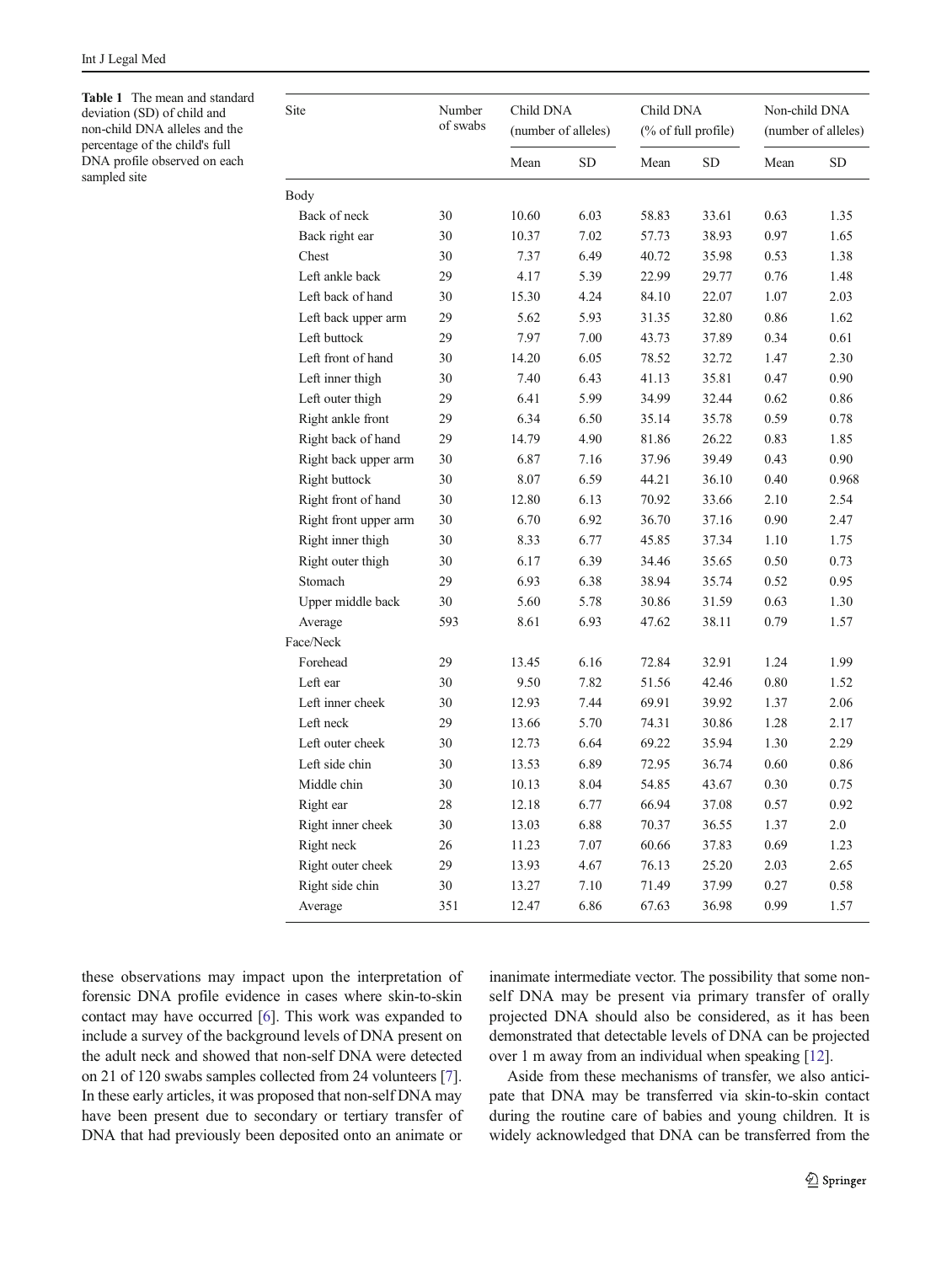**Table 1** The mean and standard deviation (SD) of child and non-child DNA alleles and the percentage of the child's full DNA profile observed on each sampled site

| Site | Number of swabs | Child DNA (number of alleles) | | Child DNA (% of full profile) | | Non-child DNA (number of alleles) | |
|---|---|---|---|---|---|---|---|
| | | Mean | SD | Mean | SD | Mean | SD |
| Body | | | | | | | |
| Back of neck | 30 | 10.60 | 6.03 | 58.83 | 33.61 | 0.63 | 1.35 |
| Back right ear | 30 | 10.37 | 7.02 | 57.73 | 38.93 | 0.97 | 1.65 |
| Chest | 30 | 7.37 | 6.49 | 40.72 | 35.98 | 0.53 | 1.38 |
| Left ankle back | 29 | 4.17 | 5.39 | 22.99 | 29.77 | 0.76 | 1.48 |
| Left back of hand | 30 | 15.30 | 4.24 | 84.10 | 22.07 | 1.07 | 2.03 |
| Left back upper arm | 29 | 5.62 | 5.93 | 31.35 | 32.80 | 0.86 | 1.62 |
| Left buttock | 29 | 7.97 | 7.00 | 43.73 | 37.89 | 0.34 | 0.61 |
| Left front of hand | 30 | 14.20 | 6.05 | 78.52 | 32.72 | 1.47 | 2.30 |
| Left inner thigh | 30 | 7.40 | 6.43 | 41.13 | 35.81 | 0.47 | 0.90 |
| Left outer thigh | 29 | 6.41 | 5.99 | 34.99 | 32.44 | 0.62 | 0.86 |
| Right ankle front | 29 | 6.34 | 6.50 | 35.14 | 35.78 | 0.59 | 0.78 |
| Right back of hand | 29 | 14.79 | 4.90 | 81.86 | 26.22 | 0.83 | 1.85 |
| Right back upper arm | 30 | 6.87 | 7.16 | 37.96 | 39.49 | 0.43 | 0.90 |
| Right buttock | 30 | 8.07 | 6.59 | 44.21 | 36.10 | 0.40 | 0.968 |
| Right front of hand | 30 | 12.80 | 6.13 | 70.92 | 33.66 | 2.10 | 2.54 |
| Right front upper arm | 30 | 6.70 | 6.92 | 36.70 | 37.16 | 0.90 | 2.47 |
| Right inner thigh | 30 | 8.33 | 6.77 | 45.85 | 37.34 | 1.10 | 1.75 |
| Right outer thigh | 30 | 6.17 | 6.39 | 34.46 | 35.65 | 0.50 | 0.73 |
| Stomach | 29 | 6.93 | 6.38 | 38.94 | 35.74 | 0.52 | 0.95 |
| Upper middle back | 30 | 5.60 | 5.78 | 30.86 | 31.59 | 0.63 | 1.30 |
| Average | 593 | 8.61 | 6.93 | 47.62 | 38.11 | 0.79 | 1.57 |
| Face/Neck | | | | | | | |
| Forehead | 29 | 13.45 | 6.16 | 72.84 | 32.91 | 1.24 | 1.99 |
| Left ear | 30 | 9.50 | 7.82 | 51.56 | 42.46 | 0.80 | 1.52 |
| Left inner cheek | 30 | 12.93 | 7.44 | 69.91 | 39.92 | 1.37 | 2.06 |
| Left neck | 29 | 13.66 | 5.70 | 74.31 | 30.86 | 1.28 | 2.17 |
| Left outer cheek | 30 | 12.73 | 6.64 | 69.22 | 35.94 | 1.30 | 2.29 |
| Left side chin | 30 | 13.53 | 6.89 | 72.95 | 36.74 | 0.60 | 0.86 |
| Middle chin | 30 | 10.13 | 8.04 | 54.85 | 43.67 | 0.30 | 0.75 |
| Right ear | 28 | 12.18 | 6.77 | 66.94 | 37.08 | 0.57 | 0.92 |
| Right inner cheek | 30 | 13.03 | 6.88 | 70.37 | 36.55 | 1.37 | 2.0 |
| Right neck | 26 | 11.23 | 7.07 | 60.66 | 37.83 | 0.69 | 1.23 |
| Right outer cheek | 29 | 13.93 | 4.67 | 76.13 | 25.20 | 2.03 | 2.65 |
| Right side chin | 30 | 13.27 | 7.10 | 71.49 | 37.99 | 0.27 | 0.58 |
| Average | 351 | 12.47 | 6.86 | 67.63 | 36.98 | 0.99 | 1.57 |

these observations may impact upon the interpretation of forensic DNA profile evidence in cases where skin-to-skin contact may have occurred [6]. This work was expanded to include a survey of the background levels of DNA present on the adult neck and showed that non-self DNA were detected on 21 of 120 swabs samples collected from 24 volunteers [7]. In these early articles, it was proposed that non-self DNA may have been present due to secondary or tertiary transfer of DNA that had previously been deposited onto an animate or inanimate intermediate vector. The possibility that some non-self DNA may be present via primary transfer of orally projected DNA should also be considered, as it has been demonstrated that detectable levels of DNA can be projected over 1 m away from an individual when speaking [12].

Aside from these mechanisms of transfer, we also anticipate that DNA may be transferred via skin-to-skin contact during the routine care of babies and young children. It is widely acknowledged that DNA can be transferred from the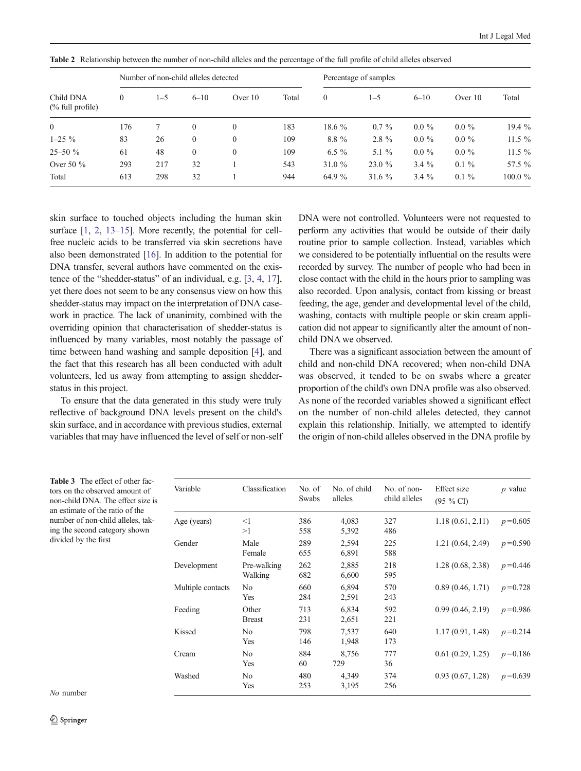**Table 2** Relationship between the number of non-child alleles and the percentage of the full profile of child alleles observed

| Child DNA (% full profile) | Number of non-child alleles detected | | | | | Percentage of samples | | | | |
|---|---|---|---|---|---|---|---|---|---|---|
| | 0 | 1–5 | 6–10 | Over 10 | Total | 0 | 1–5 | 6–10 | Over 10 | Total |
| 0 | 176 | 7 | 0 | 0 | 183 | 18.6 % | 0.7 % | 0.0 % | 0.0 % | 19.4 % |
| 1–25 % | 83 | 26 | 0 | 0 | 109 | 8.8 % | 2.8 % | 0.0 % | 0.0 % | 11.5 % |
| 25–50 % | 61 | 48 | 0 | 0 | 109 | 6.5 % | 5.1 % | 0.0 % | 0.0 % | 11.5 % |
| Over 50 % | 293 | 217 | 32 | 1 | 543 | 31.0 % | 23.0 % | 3.4 % | 0.1 % | 57.5 % |
| Total | 613 | 298 | 32 | 1 | 944 | 64.9 % | 31.6 % | 3.4 % | 0.1 % | 100.0 % |

skin surface to touched objects including the human skin surface [1, 2, 13–15]. More recently, the potential for cell-free nucleic acids to be transferred via skin secretions have also been demonstrated [16]. In addition to the potential for DNA transfer, several authors have commented on the existence of the "shedder-status" of an individual, e.g. [3, 4, 17], yet there does not seem to be any consensus view on how this shedder-status may impact on the interpretation of DNA casework in practice. The lack of unanimity, combined with the overriding opinion that characterisation of shedder-status is influenced by many variables, most notably the passage of time between hand washing and sample deposition [4], and the fact that this research has all been conducted with adult volunteers, led us away from attempting to assign shedder-status in this project.

To ensure that the data generated in this study were truly reflective of background DNA levels present on the child's skin surface, and in accordance with previous studies, external variables that may have influenced the level of self or non-self DNA were not controlled. Volunteers were not requested to perform any activities that would be outside of their daily routine prior to sample collection. Instead, variables which we considered to be potentially influential on the results were recorded by survey. The number of people who had been in close contact with the child in the hours prior to sampling was also recorded. Upon analysis, contact from kissing or breast feeding, the age, gender and developmental level of the child, washing, contacts with multiple people or skin cream application did not appear to significantly alter the amount of non-child DNA we observed.

There was a significant association between the amount of child and non-child DNA recovered; when non-child DNA was observed, it tended to be on swabs where a greater proportion of the child's own DNA profile was also observed. As none of the recorded variables showed a significant effect on the number of non-child alleles detected, they cannot explain this relationship. Initially, we attempted to identify the origin of non-child alleles observed in the DNA profile by

**Table 3** The effect of other factors on the observed amount of non-child DNA. The effect size is an estimate of the ratio of the number of non-child alleles, taking the second category shown divided by the first

| Variable | Classification | No. of Swabs | No. of child alleles | No. of non-child alleles | Effect size (95 % CI) | p value |
|---|---|---|---|---|---|---|
| Age (years) | <1 | 386 | 4,083 | 327 | 1.18 (0.61, 2.11) | $p=0.605$ |
| | >1 | 558 | 5,392 | 486 | | |
| Gender | Male | 289 | 2,594 | 225 | 1.21 (0.64, 2.49) | $p=0.590$ |
| | Female | 655 | 6,891 | 588 | | |
| Development | Pre-walking | 262 | 2,885 | 218 | 1.28 (0.68, 2.38) | $p=0.446$ |
| | Walking | 682 | 6,600 | 595 | | |
| Multiple contacts | No | 660 | 6,894 | 570 | 0.89 (0.46, 1.71) | $p=0.728$ |
| | Yes | 284 | 2,591 | 243 | | |
| Feeding | Other | 713 | 6,834 | 592 | 0.99 (0.46, 2.19) | $p=0.986$ |
| | Breast | 231 | 2,651 | 221 | | |
| Kissed | No | 798 | 7,537 | 640 | 1.17 (0.91, 1.48) | $p=0.214$ |
| | Yes | 146 | 1,948 | 173 | | |
| Cream | No | 884 | 8,756 | 777 | 0.61 (0.29, 1.25) | $p=0.186$ |
| | Yes | 60 | 729 | 36 | | |
| Washed | No | 480 | 4,349 | 374 | 0.93 (0.67, 1.28) | $p=0.639$ |
| | Yes | 253 | 3,195 | 256 | | |

*No* number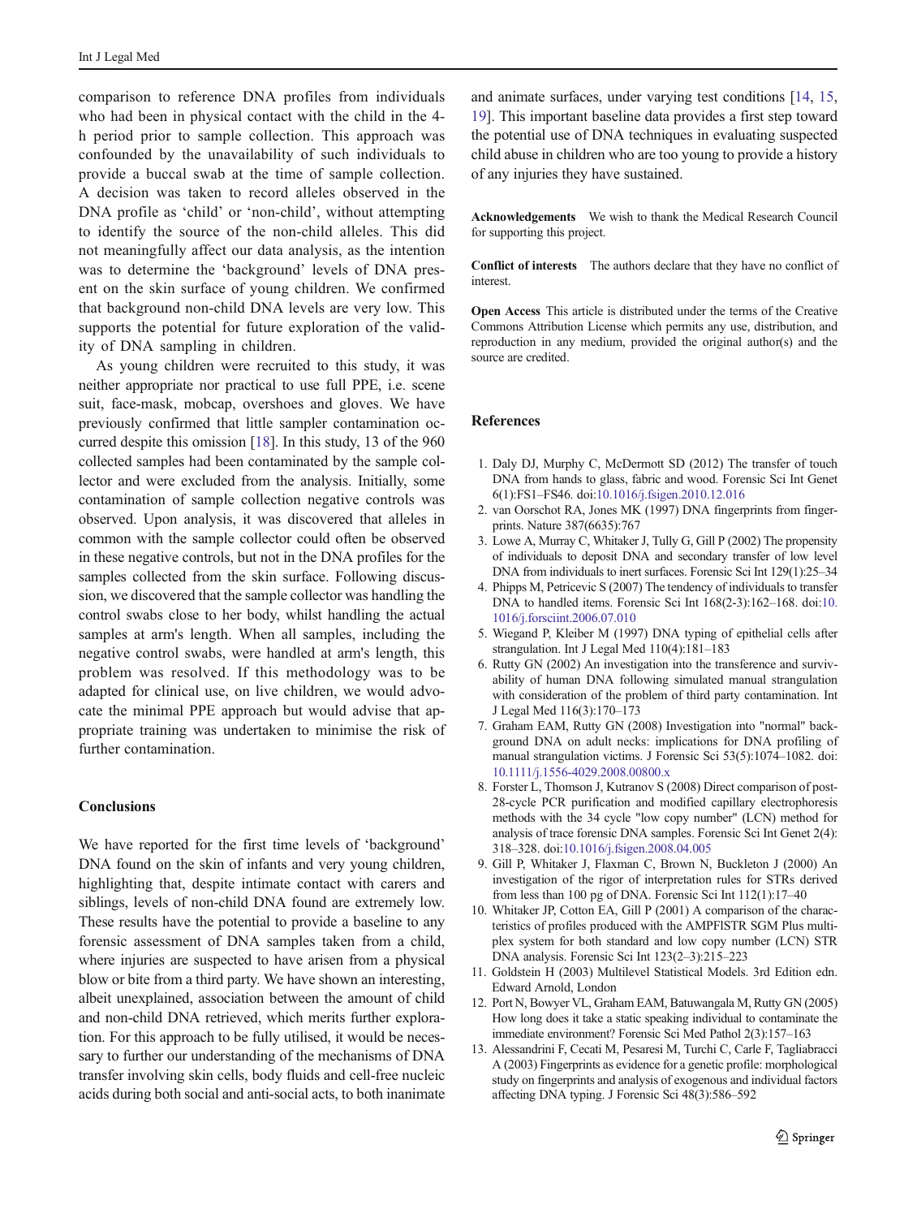comparison to reference DNA profiles from individuals who had been in physical contact with the child in the 4-h period prior to sample collection. This approach was confounded by the unavailability of such individuals to provide a buccal swab at the time of sample collection. A decision was taken to record alleles observed in the DNA profile as 'child' or 'non-child', without attempting to identify the source of the non-child alleles. This did not meaningfully affect our data analysis, as the intention was to determine the 'background' levels of DNA present on the skin surface of young children. We confirmed that background non-child DNA levels are very low. This supports the potential for future exploration of the validity of DNA sampling in children.

As young children were recruited to this study, it was neither appropriate nor practical to use full PPE, i.e. scene suit, face-mask, mobcap, overshoes and gloves. We have previously confirmed that little sampler contamination occurred despite this omission [18]. In this study, 13 of the 960 collected samples had been contaminated by the sample collector and were excluded from the analysis. Initially, some contamination of sample collection negative controls was observed. Upon analysis, it was discovered that alleles in common with the sample collector could often be observed in these negative controls, but not in the DNA profiles for the samples collected from the skin surface. Following discussion, we discovered that the sample collector was handling the control swabs close to her body, whilst handling the actual samples at arm's length. When all samples, including the negative control swabs, were handled at arm's length, this problem was resolved. If this methodology was to be adapted for clinical use, on live children, we would advocate the minimal PPE approach but would advise that appropriate training was undertaken to minimise the risk of further contamination.

## Conclusions

We have reported for the first time levels of 'background' DNA found on the skin of infants and very young children, highlighting that, despite intimate contact with carers and siblings, levels of non-child DNA found are extremely low. These results have the potential to provide a baseline to any forensic assessment of DNA samples taken from a child, where injuries are suspected to have arisen from a physical blow or bite from a third party. We have shown an interesting, albeit unexplained, association between the amount of child and non-child DNA retrieved, which merits further exploration. For this approach to be fully utilised, it would be necessary to further our understanding of the mechanisms of DNA transfer involving skin cells, body fluids and cell-free nucleic acids during both social and anti-social acts, to both inanimate and animate surfaces, under varying test conditions [14, 15, 19]. This important baseline data provides a first step toward the potential use of DNA techniques in evaluating suspected child abuse in children who are too young to provide a history of any injuries they have sustained.

**Acknowledgements** We wish to thank the Medical Research Council for supporting this project.

**Conflict of interests** The authors declare that they have no conflict of interest.

**Open Access** This article is distributed under the terms of the Creative Commons Attribution License which permits any use, distribution, and reproduction in any medium, provided the original author(s) and the source are credited.

## References

1. Daly DJ, Murphy C, McDermott SD (2012) The transfer of touch DNA from hands to glass, fabric and wood. Forensic Sci Int Genet 6(1):FS1–FS46. doi:10.1016/j.fsigen.2010.12.016
2. van Oorschot RA, Jones MK (1997) DNA fingerprints from fingerprints. Nature 387(6635):767
3. Lowe A, Murray C, Whitaker J, Tully G, Gill P (2002) The propensity of individuals to deposit DNA and secondary transfer of low level DNA from individuals to inert surfaces. Forensic Sci Int 129(1):25–34
4. Phipps M, Petricevic S (2007) The tendency of individuals to transfer DNA to handled items. Forensic Sci Int 168(2-3):162–168. doi:10.1016/j.forsciint.2006.07.010
5. Wiegand P, Kleiber M (1997) DNA typing of epithelial cells after strangulation. Int J Legal Med 110(4):181–183
6. Rutty GN (2002) An investigation into the transference and survivability of human DNA following simulated manual strangulation with consideration of the problem of third party contamination. Int J Legal Med 116(3):170–173
7. Graham EAM, Rutty GN (2008) Investigation into "normal" background DNA on adult necks: implications for DNA profiling of manual strangulation victims. J Forensic Sci 53(5):1074–1082. doi:10.1111/j.1556-4029.2008.00800.x
8. Forster L, Thomson J, Kutranov S (2008) Direct comparison of post-28-cycle PCR purification and modified capillary electrophoresis methods with the 34 cycle "low copy number" (LCN) method for analysis of trace forensic DNA samples. Forensic Sci Int Genet 2(4):318–328. doi:10.1016/j.fsigen.2008.04.005
9. Gill P, Whitaker J, Flaxman C, Brown N, Buckleton J (2000) An investigation of the rigor of interpretation rules for STRs derived from less than 100 pg of DNA. Forensic Sci Int 112(1):17–40
10. Whitaker JP, Cotton EA, Gill P (2001) A comparison of the characteristics of profiles produced with the AMPFlSTR SGM Plus multiplex system for both standard and low copy number (LCN) STR DNA analysis. Forensic Sci Int 123(2–3):215–223
11. Goldstein H (2003) Multilevel Statistical Models. 3rd Edition edn. Edward Arnold, London
12. Port N, Bowyer VL, Graham EAM, Batuwangala M, Rutty GN (2005) How long does it take a static speaking individual to contaminate the immediate environment? Forensic Sci Med Pathol 2(3):157–163
13. Alessandrini F, Cecati M, Pesaresi M, Turchi C, Carle F, Tagliabracci A (2003) Fingerprints as evidence for a genetic profile: morphological study on fingerprints and analysis of exogenous and individual factors affecting DNA typing. J Forensic Sci 48(3):586–592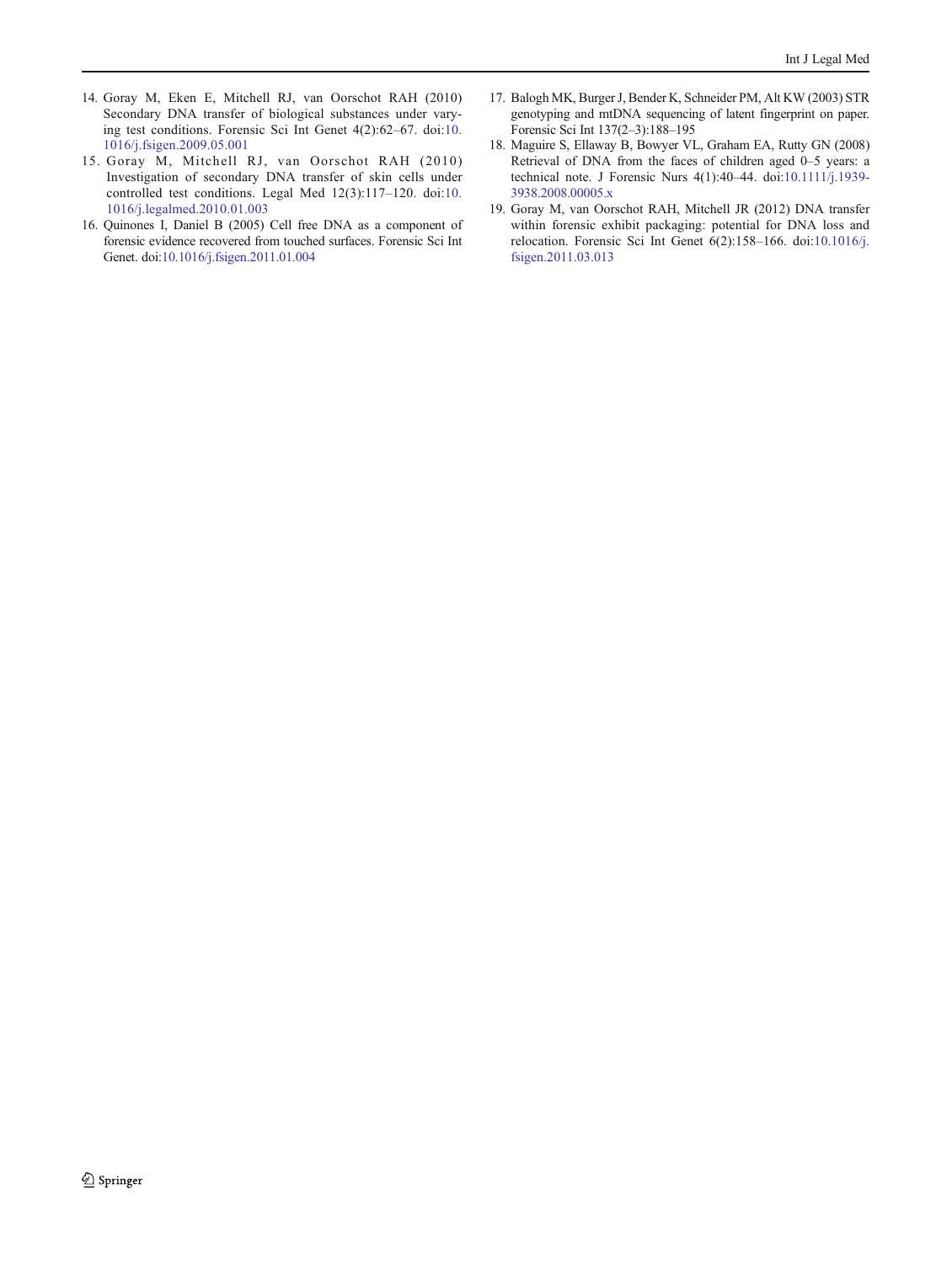14. Goray M, Eken E, Mitchell RJ, van Oorschot RAH (2010) Secondary DNA transfer of biological substances under varying test conditions. Forensic Sci Int Genet 4(2):62–67. doi:10.1016/j.fsigen.2009.05.001
15. Goray M, Mitchell RJ, van Oorschot RAH (2010) Investigation of secondary DNA transfer of skin cells under controlled test conditions. Legal Med 12(3):117–120. doi:10.1016/j.legalmed.2010.01.003
16. Quinones I, Daniel B (2005) Cell free DNA as a component of forensic evidence recovered from touched surfaces. Forensic Sci Int Genet. doi:10.1016/j.fsigen.2011.01.004
17. Balogh MK, Burger J, Bender K, Schneider PM, Alt KW (2003) STR genotyping and mtDNA sequencing of latent fingerprint on paper. Forensic Sci Int 137(2–3):188–195
18. Maguire S, Ellaway B, Bowyer VL, Graham EA, Rutty GN (2008) Retrieval of DNA from the faces of children aged 0–5 years: a technical note. J Forensic Nurs 4(1):40–44. doi:10.1111/j.1939-3938.2008.00005.x
19. Goray M, van Oorschot RAH, Mitchell JR (2012) DNA transfer within forensic exhibit packaging: potential for DNA loss and relocation. Forensic Sci Int Genet 6(2):158–166. doi:10.1016/j.fsigen.2011.03.013